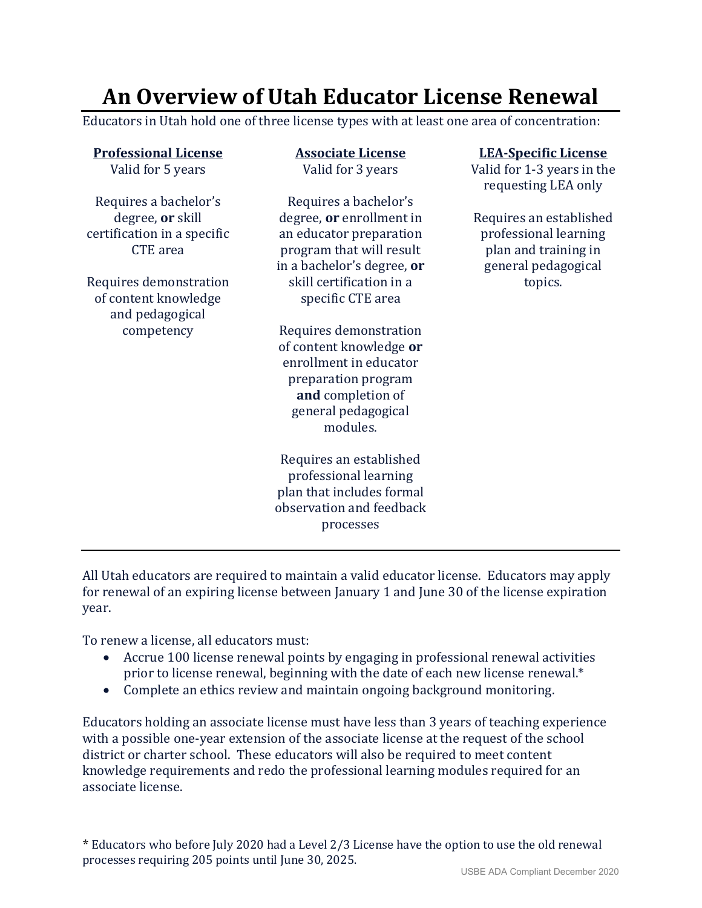# An Overview of Utah Educator License Renewal

Educators in Utah hold one of three license types with at least one area of concentration:

### Professional License

Valid for 5 years

Requires a bachelor's degree, **or** skill certification in a specific CTE area

Requires demonstration of content knowledge and pedagogical competency

### Associate License

Valid for 3 years

Requires a bachelor's degree, **or** enrollment in an educator preparation program that will result in a bachelor's degree, **or** skill certification in a specific CTE area

Requires demonstration of content knowledge **or** enrollment in educator preparation program **and** completion of general pedagogical modules.

Requires an established professional learning plan that includes formal observation and feedback processes

### LEA-Specific License

Valid for 1-3 years in the requesting LEA only

Requires an established professional learning plan and training in general pedagogical topics.

---

All Utah educators are required to maintain a valid educator license. Educators may apply for renewal of an expiring license between January 1 and June 30 of the license expiration year.

To renew a license, all educators must:

- Accrue 100 license renewal points by engaging in professional renewal activities prior to license renewal, beginning with the date of each new license renewal.*
- Complete an ethics review and maintain ongoing background monitoring.

Educators holding an associate license must have less than 3 years of teaching experience with a possible one-year extension of the associate license at the request of the school district or charter school. These educators will also be required to meet content knowledge requirements and redo the professional learning modules required for an associate license.

* Educators who before July 2020 had a Level 2/3 License have the option to use the old renewal processes requiring 205 points until June 30, 2025.

USBE ADA Compliant December 2020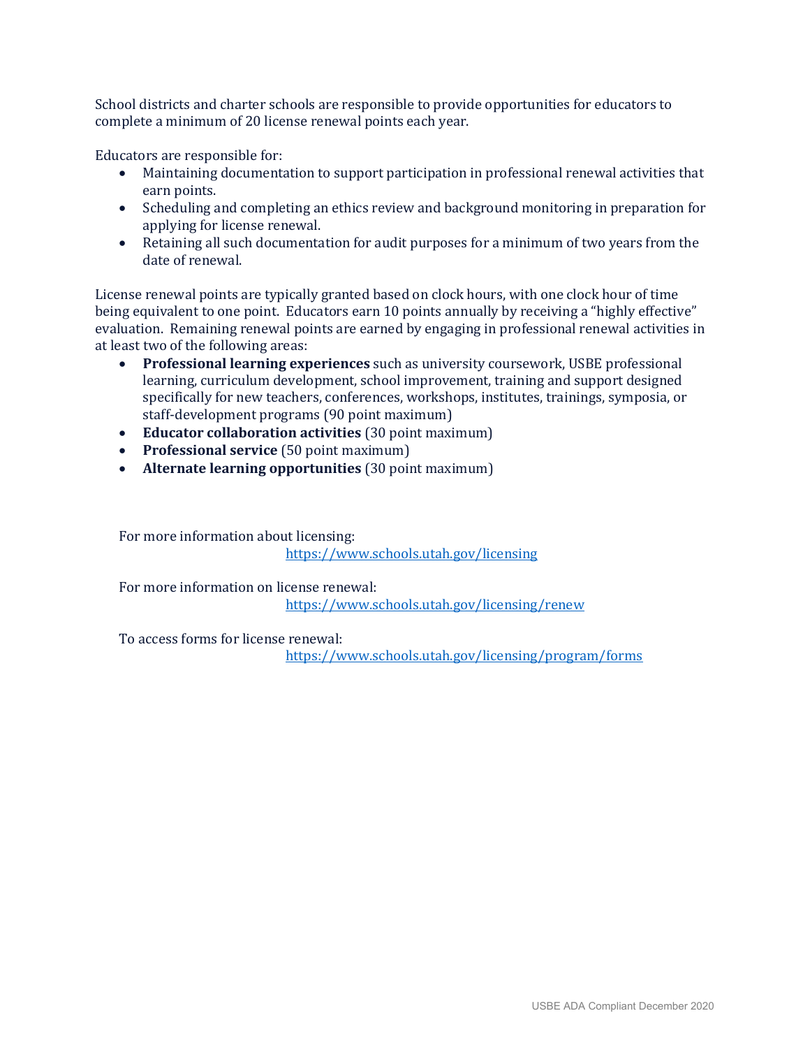School districts and charter schools are responsible to provide opportunities for educators to complete a minimum of 20 license renewal points each year.

Educators are responsible for:

- Maintaining documentation to support participation in professional renewal activities that earn points.
- Scheduling and completing an ethics review and background monitoring in preparation for applying for license renewal.
- Retaining all such documentation for audit purposes for a minimum of two years from the date of renewal.

License renewal points are typically granted based on clock hours, with one clock hour of time being equivalent to one point. Educators earn 10 points annually by receiving a "highly effective" evaluation. Remaining renewal points are earned by engaging in professional renewal activities in at least two of the following areas:

- **Professional learning experiences** such as university coursework, USBE professional learning, curriculum development, school improvement, training and support designed specifically for new teachers, conferences, workshops, institutes, trainings, symposia, or staff-development programs (90 point maximum)
- **Educator collaboration activities** (30 point maximum)
- **Professional service** (50 point maximum)
- **Alternate learning opportunities** (30 point maximum)

For more information about licensing:
https://www.schools.utah.gov/licensing

For more information on license renewal:
https://www.schools.utah.gov/licensing/renew

To access forms for license renewal:
https://www.schools.utah.gov/licensing/program/forms